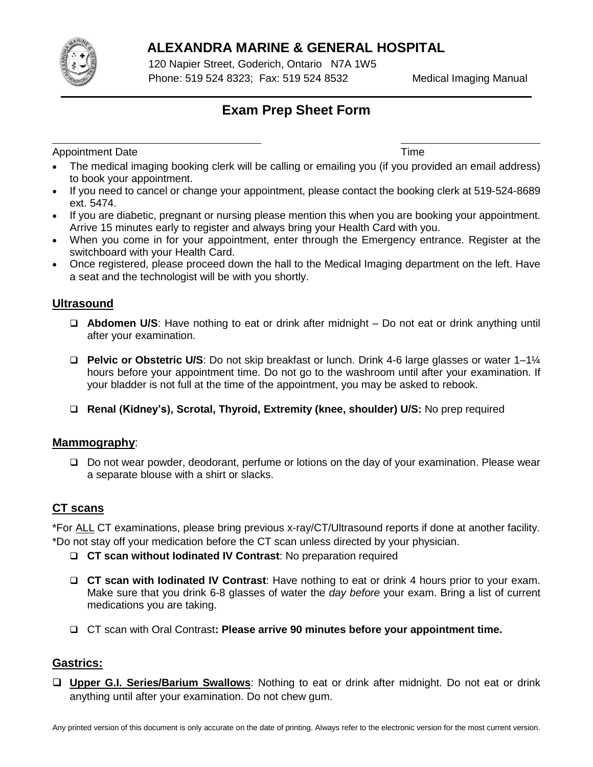# ALEXANDRA MARINE & GENERAL HOSPITAL

120 Napier Street, Goderich, Ontario N7A 1W5
Phone: 519 524 8323; Fax: 519 524 8532 Medical Imaging Manual

## Exam Prep Sheet Form

Appointment Date ______________________ Time ______________

- The medical imaging booking clerk will be calling or emailing you (if you provided an email address) to book your appointment.
- If you need to cancel or change your appointment, please contact the booking clerk at 519-524-8689 ext. 5474.
- If you are diabetic, pregnant or nursing please mention this when you are booking your appointment. Arrive 15 minutes early to register and always bring your Health Card with you.
- When you come in for your appointment, enter through the Emergency entrance. Register at the switchboard with your Health Card.
- Once registered, please proceed down the hall to the Medical Imaging department on the left. Have a seat and the technologist will be with you shortly.

### Ultrasound

- ☐ **Abdomen U/S**: Have nothing to eat or drink after midnight – Do not eat or drink anything until after your examination.
- ☐ **Pelvic or Obstetric U/S**: Do not skip breakfast or lunch. Drink 4-6 large glasses or water 1–1¼ hours before your appointment time. Do not go to the washroom until after your examination. If your bladder is not full at the time of the appointment, you may be asked to rebook.
- ☐ **Renal (Kidney's), Scrotal, Thyroid, Extremity (knee, shoulder) U/S:** No prep required

### Mammography:

- ☐ Do not wear powder, deodorant, perfume or lotions on the day of your examination. Please wear a separate blouse with a shirt or slacks.

### CT scans

*For ALL CT examinations, please bring previous x-ray/CT/Ultrasound reports if done at another facility.
*Do not stay off your medication before the CT scan unless directed by your physician.

- ☐ **CT scan without Iodinated IV Contrast**: No preparation required
- ☐ **CT scan with Iodinated IV Contrast**: Have nothing to eat or drink 4 hours prior to your exam. Make sure that you drink 6-8 glasses of water the *day before* your exam. Bring a list of current medications you are taking.
- ☐ CT scan with Oral Contrast**: Please arrive 90 minutes before your appointment time.**

### Gastrics:

- ☐ **Upper G.I. Series/Barium Swallows**: Nothing to eat or drink after midnight. Do not eat or drink anything until after your examination. Do not chew gum.

Any printed version of this document is only accurate on the date of printing. Always refer to the electronic version for the most current version.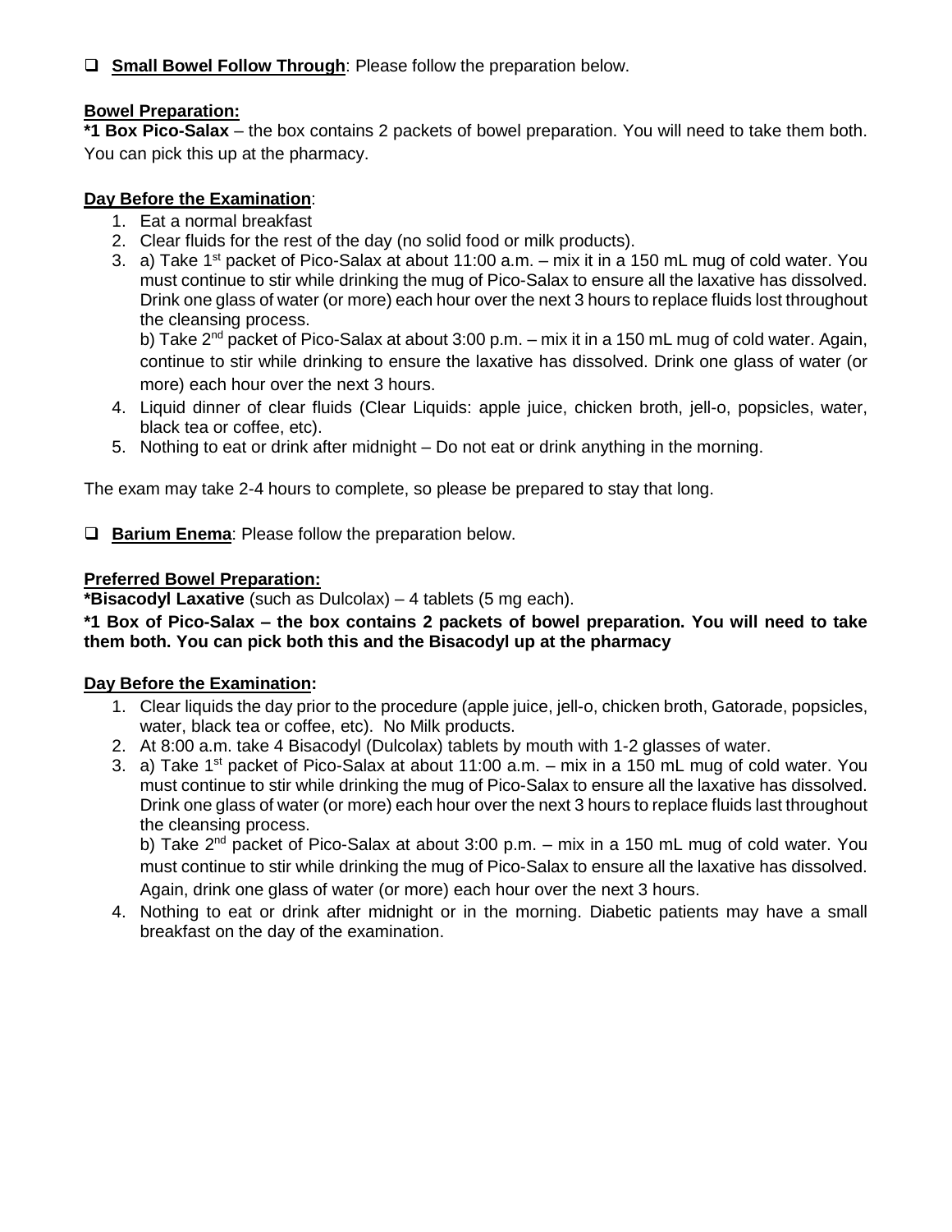❑ **Small Bowel Follow Through**: Please follow the preparation below.

**Bowel Preparation:**

**\*1 Box Pico-Salax** – the box contains 2 packets of bowel preparation. You will need to take them both. You can pick this up at the pharmacy.

**Day Before the Examination**:

1. Eat a normal breakfast
2. Clear fluids for the rest of the day (no solid food or milk products).
3. a) Take 1st packet of Pico-Salax at about 11:00 a.m. – mix it in a 150 mL mug of cold water. You must continue to stir while drinking the mug of Pico-Salax to ensure all the laxative has dissolved. Drink one glass of water (or more) each hour over the next 3 hours to replace fluids lost throughout the cleansing process.

   b) Take 2nd packet of Pico-Salax at about 3:00 p.m. – mix it in a 150 mL mug of cold water. Again, continue to stir while drinking to ensure the laxative has dissolved. Drink one glass of water (or more) each hour over the next 3 hours.
4. Liquid dinner of clear fluids (Clear Liquids: apple juice, chicken broth, jell-o, popsicles, water, black tea or coffee, etc).
5. Nothing to eat or drink after midnight – Do not eat or drink anything in the morning.

The exam may take 2-4 hours to complete, so please be prepared to stay that long.

❑ **Barium Enema**: Please follow the preparation below.

**Preferred Bowel Preparation:**

**\*Bisacodyl Laxative** (such as Dulcolax) – 4 tablets (5 mg each).

**\*1 Box of Pico-Salax – the box contains 2 packets of bowel preparation. You will need to take them both. You can pick both this and the Bisacodyl up at the pharmacy**

**Day Before the Examination:**

1. Clear liquids the day prior to the procedure (apple juice, jell-o, chicken broth, Gatorade, popsicles, water, black tea or coffee, etc). No Milk products.
2. At 8:00 a.m. take 4 Bisacodyl (Dulcolax) tablets by mouth with 1-2 glasses of water.
3. a) Take 1st packet of Pico-Salax at about 11:00 a.m. – mix in a 150 mL mug of cold water. You must continue to stir while drinking the mug of Pico-Salax to ensure all the laxative has dissolved. Drink one glass of water (or more) each hour over the next 3 hours to replace fluids last throughout the cleansing process.

   b) Take 2nd packet of Pico-Salax at about 3:00 p.m. – mix in a 150 mL mug of cold water. You must continue to stir while drinking the mug of Pico-Salax to ensure all the laxative has dissolved. Again, drink one glass of water (or more) each hour over the next 3 hours.
4. Nothing to eat or drink after midnight or in the morning. Diabetic patients may have a small breakfast on the day of the examination.